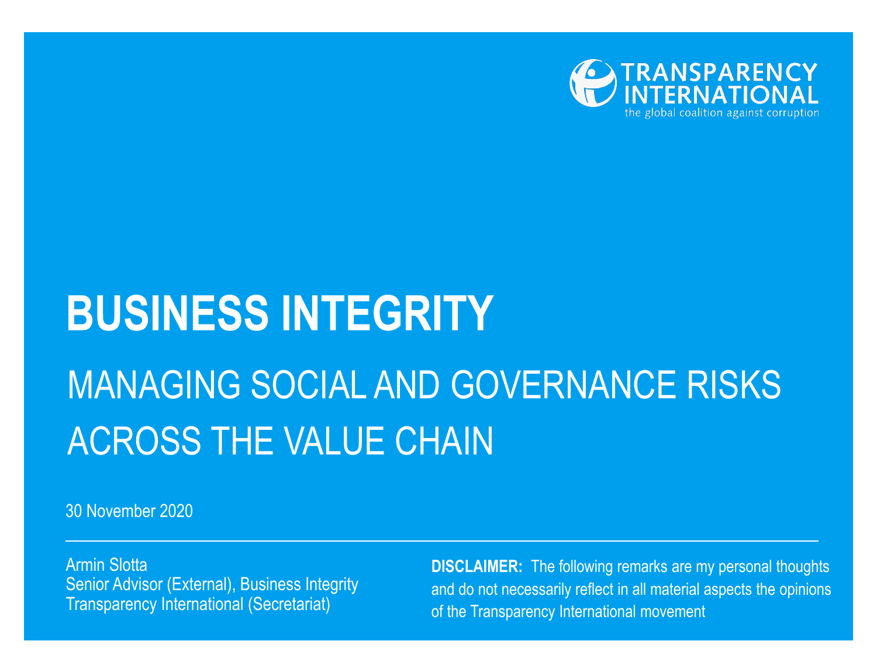TRANSPARENCY INTERNATIONAL
the global coalition against corruption

# BUSINESS INTEGRITY

## MANAGING SOCIAL AND GOVERNANCE RISKS ACROSS THE VALUE CHAIN

30 November 2020

Armin Slotta
Senior Advisor (External), Business Integrity
Transparency International (Secretariat)

**DISCLAIMER:** The following remarks are my personal thoughts and do not necessarily reflect in all material aspects the opinions of the Transparency International movement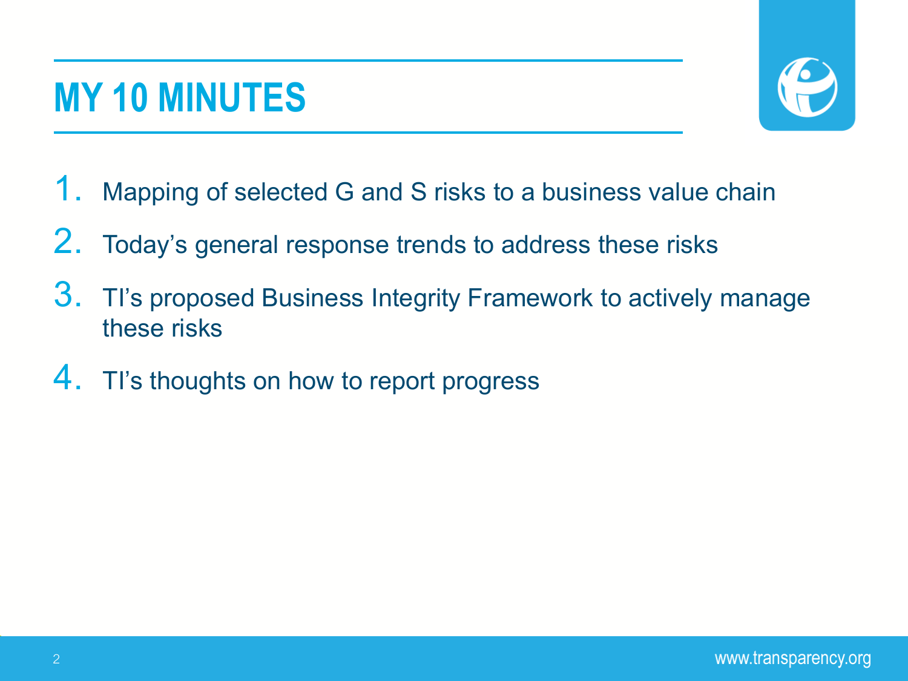# MY 10 MINUTES

1. Mapping of selected G and S risks to a business value chain
2. Today's general response trends to address these risks
3. TI's proposed Business Integrity Framework to actively manage these risks
4. TI's thoughts on how to report progress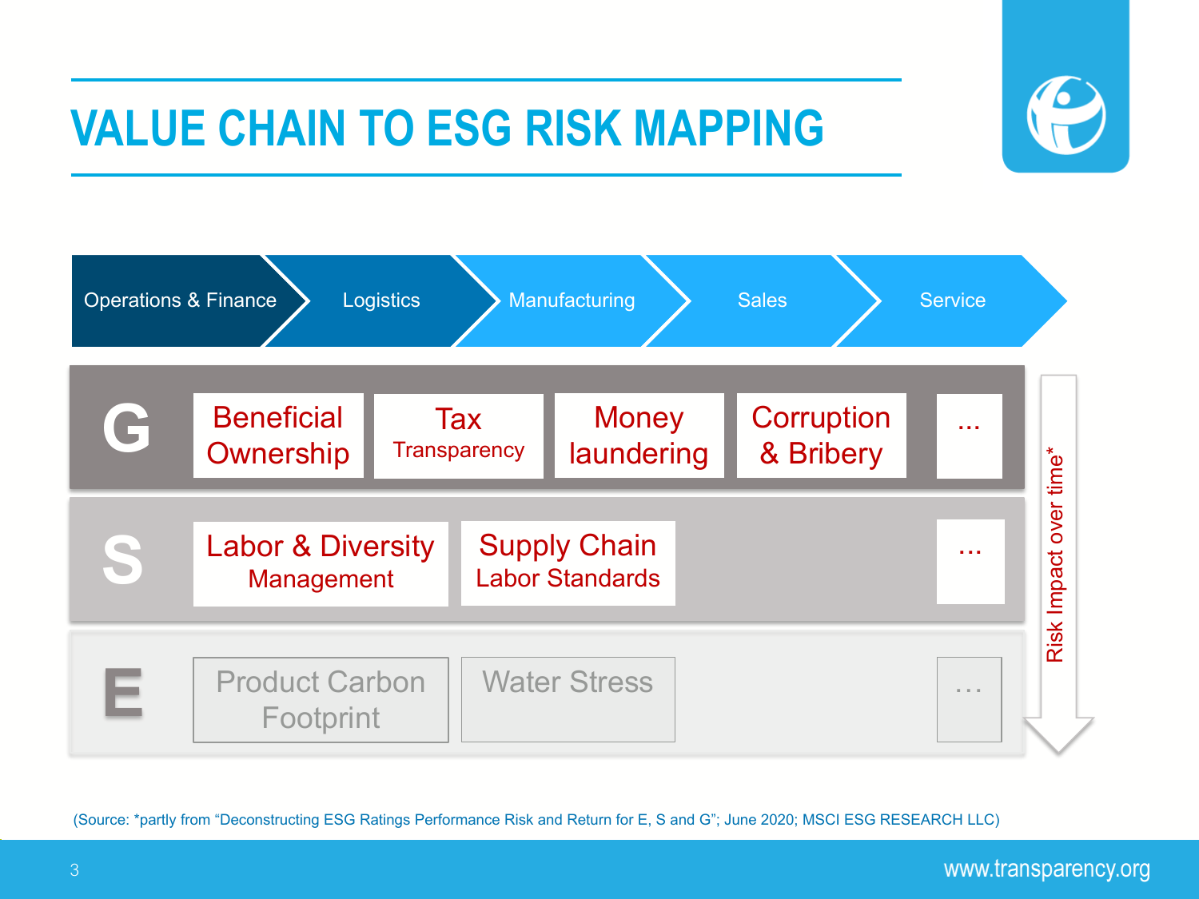# VALUE CHAIN TO ESG RISK MAPPING

Operations & Finance → Logistics → Manufacturing → Sales → Service

| | | | | | |
|---|---|---|---|---|---|
| **G** | Beneficial Ownership | Tax Transparency | Money laundering | Corruption & Bribery | ... |
| **S** | Labor & Diversity Management | Supply Chain Labor Standards | | | ... |
| **E** | Product Carbon Footprint | Water Stress | | | ... |

Risk Impact over time*

(Source: *partly from "Deconstructing ESG Ratings Performance Risk and Return for E, S and G"; June 2020; MSCI ESG RESEARCH LLC)

www.transparency.org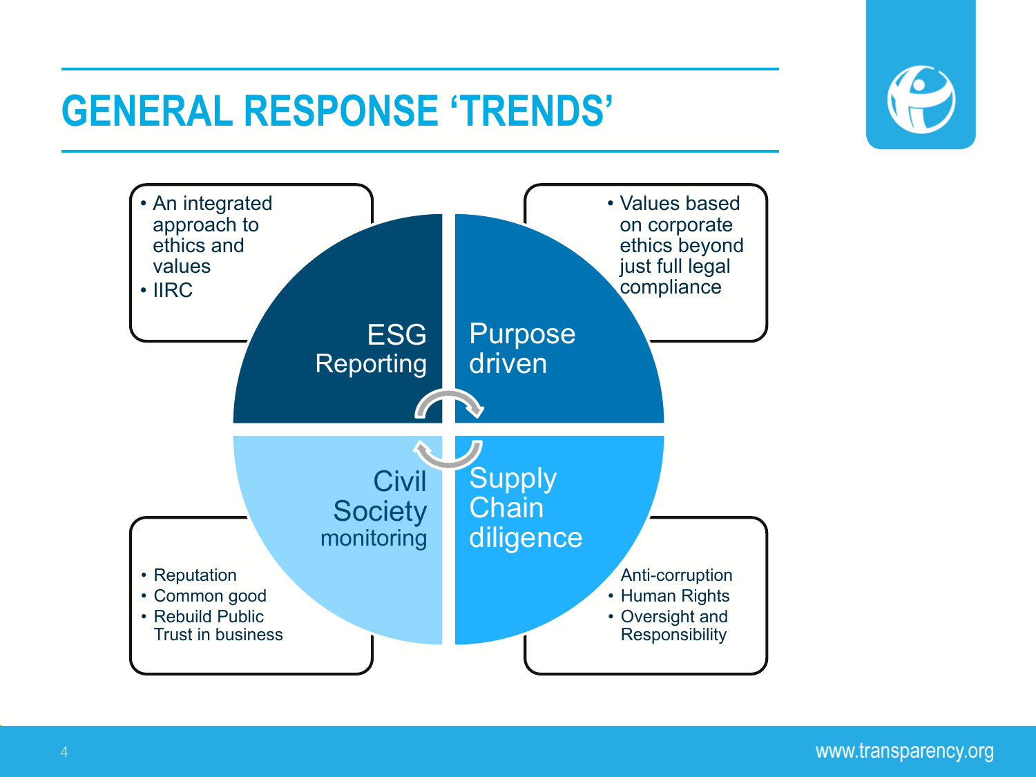# GENERAL RESPONSE 'TRENDS'

## ESG Reporting

- An integrated approach to ethics and values
- IIRC

## Purpose driven

- Values based on corporate ethics beyond just full legal compliance

## Civil Society monitoring

- Reputation
- Common good
- Rebuild Public Trust in business

## Supply Chain diligence

- Anti-corruption
- Human Rights
- Oversight and Responsibility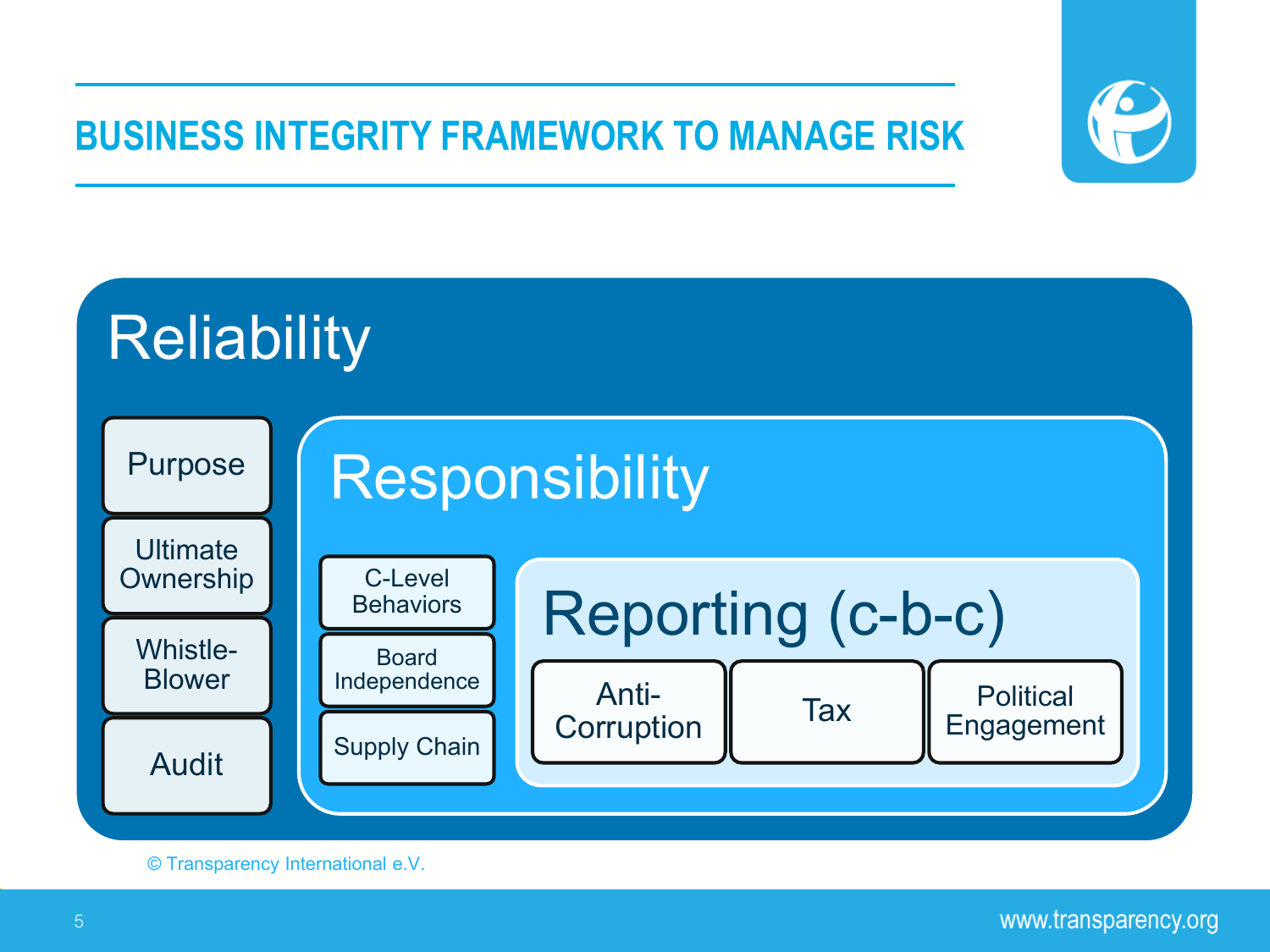# BUSINESS INTEGRITY FRAMEWORK TO MANAGE RISK

## Reliability

- Purpose
- Ultimate Ownership
- Whistle-Blower
- Audit

### Responsibility

- C-Level Behaviors
- Board Independence
- Supply Chain

#### Reporting (c-b-c)

- Anti-Corruption
- Tax
- Political Engagement

© Transparency International e.V.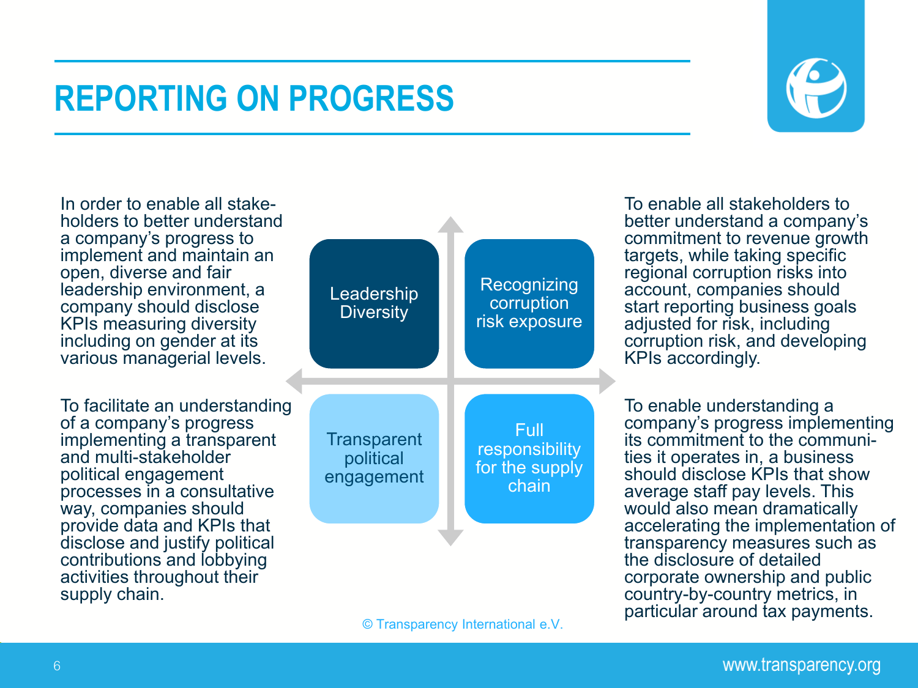# REPORTING ON PROGRESS

In order to enable all stakeholders to better understand a company's progress to implement and maintain an open, diverse and fair leadership environment, a company should disclose KPIs measuring diversity including on gender at its various managerial levels.

To facilitate an understanding of a company's progress implementing a transparent and multi-stakeholder political engagement processes in a consultative way, companies should provide data and KPIs that disclose and justify political contributions and lobbying activities throughout their supply chain.

| Leadership Diversity | Recognizing corruption risk exposure |
| --- | --- |
| Transparent political engagement | Full responsibility for the supply chain |

To enable all stakeholders to better understand a company's commitment to revenue growth targets, while taking specific regional corruption risks into account, companies should start reporting business goals adjusted for risk, including corruption risk, and developing KPIs accordingly.

To enable understanding a company's progress implementing its commitment to the communities it operates in, a business should disclose KPIs that show average staff pay levels. This would also mean dramatically accelerating the implementation of transparency measures such as the disclosure of detailed corporate ownership and public country-by-country metrics, in particular around tax payments.

© Transparency International e.V.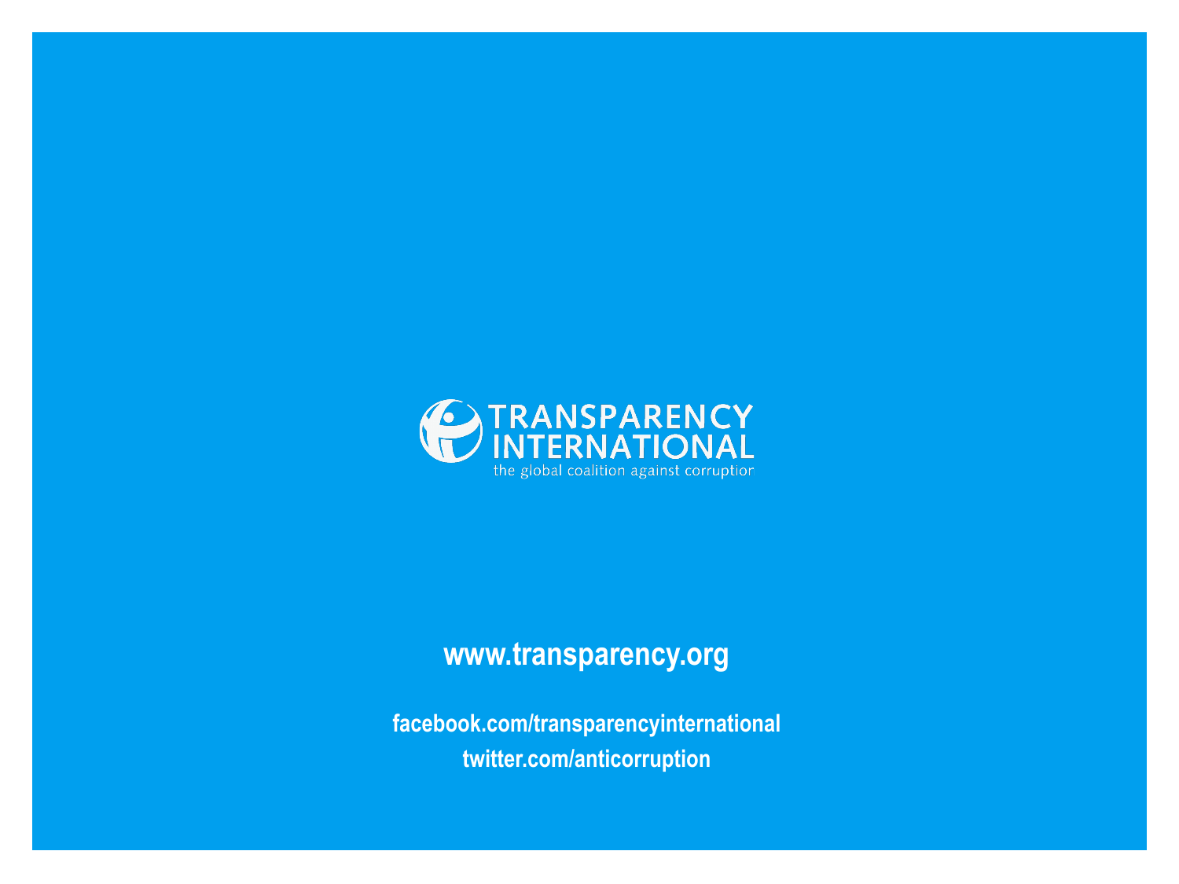TRANSPARENCY INTERNATIONAL

the global coalition against corruption

**www.transparency.org**

**facebook.com/transparencyinternational**

**twitter.com/anticorruption**